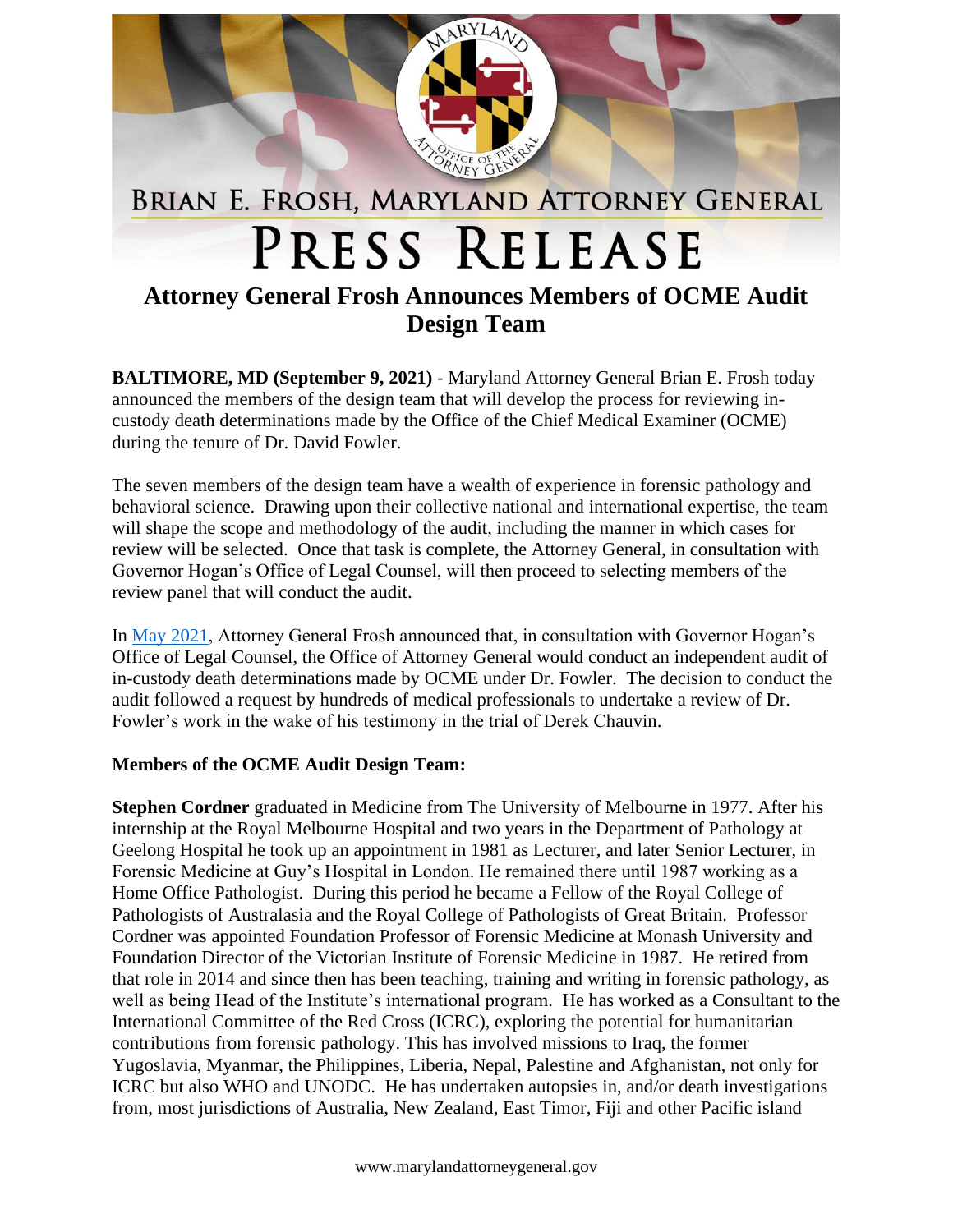BRIAN E. FROSH, MARYLAND ATTORNEY GENERAL

# PRESS RELEASE

## Attorney General Frosh Announces Members of OCME Audit Design Team

**BALTIMORE, MD (September 9, 2021)** - Maryland Attorney General Brian E. Frosh today announced the members of the design team that will develop the process for reviewing in-custody death determinations made by the Office of the Chief Medical Examiner (OCME) during the tenure of Dr. David Fowler.

The seven members of the design team have a wealth of experience in forensic pathology and behavioral science. Drawing upon their collective national and international expertise, the team will shape the scope and methodology of the audit, including the manner in which cases for review will be selected. Once that task is complete, the Attorney General, in consultation with Governor Hogan's Office of Legal Counsel, will then proceed to selecting members of the review panel that will conduct the audit.

In May 2021, Attorney General Frosh announced that, in consultation with Governor Hogan's Office of Legal Counsel, the Office of Attorney General would conduct an independent audit of in-custody death determinations made by OCME under Dr. Fowler. The decision to conduct the audit followed a request by hundreds of medical professionals to undertake a review of Dr. Fowler's work in the wake of his testimony in the trial of Derek Chauvin.

**Members of the OCME Audit Design Team:**

**Stephen Cordner** graduated in Medicine from The University of Melbourne in 1977. After his internship at the Royal Melbourne Hospital and two years in the Department of Pathology at Geelong Hospital he took up an appointment in 1981 as Lecturer, and later Senior Lecturer, in Forensic Medicine at Guy's Hospital in London. He remained there until 1987 working as a Home Office Pathologist. During this period he became a Fellow of the Royal College of Pathologists of Australasia and the Royal College of Pathologists of Great Britain. Professor Cordner was appointed Foundation Professor of Forensic Medicine at Monash University and Foundation Director of the Victorian Institute of Forensic Medicine in 1987. He retired from that role in 2014 and since then has been teaching, training and writing in forensic pathology, as well as being Head of the Institute's international program. He has worked as a Consultant to the International Committee of the Red Cross (ICRC), exploring the potential for humanitarian contributions from forensic pathology. This has involved missions to Iraq, the former Yugoslavia, Myanmar, the Philippines, Liberia, Nepal, Palestine and Afghanistan, not only for ICRC but also WHO and UNODC. He has undertaken autopsies in, and/or death investigations from, most jurisdictions of Australia, New Zealand, East Timor, Fiji and other Pacific island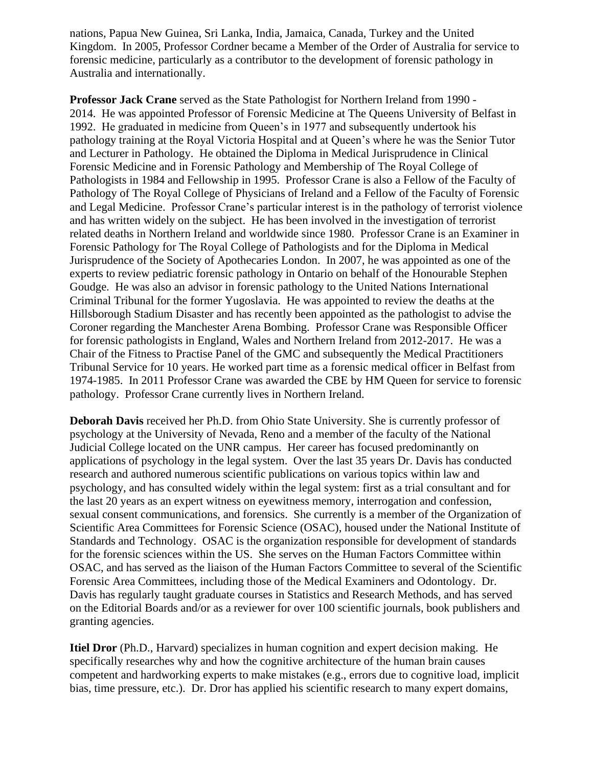nations, Papua New Guinea, Sri Lanka, India, Jamaica, Canada, Turkey and the United Kingdom. In 2005, Professor Cordner became a Member of the Order of Australia for service to forensic medicine, particularly as a contributor to the development of forensic pathology in Australia and internationally.

**Professor Jack Crane** served as the State Pathologist for Northern Ireland from 1990 - 2014. He was appointed Professor of Forensic Medicine at The Queens University of Belfast in 1992. He graduated in medicine from Queen's in 1977 and subsequently undertook his pathology training at the Royal Victoria Hospital and at Queen's where he was the Senior Tutor and Lecturer in Pathology. He obtained the Diploma in Medical Jurisprudence in Clinical Forensic Medicine and in Forensic Pathology and Membership of The Royal College of Pathologists in 1984 and Fellowship in 1995. Professor Crane is also a Fellow of the Faculty of Pathology of The Royal College of Physicians of Ireland and a Fellow of the Faculty of Forensic and Legal Medicine. Professor Crane's particular interest is in the pathology of terrorist violence and has written widely on the subject. He has been involved in the investigation of terrorist related deaths in Northern Ireland and worldwide since 1980. Professor Crane is an Examiner in Forensic Pathology for The Royal College of Pathologists and for the Diploma in Medical Jurisprudence of the Society of Apothecaries London. In 2007, he was appointed as one of the experts to review pediatric forensic pathology in Ontario on behalf of the Honourable Stephen Goudge. He was also an advisor in forensic pathology to the United Nations International Criminal Tribunal for the former Yugoslavia. He was appointed to review the deaths at the Hillsborough Stadium Disaster and has recently been appointed as the pathologist to advise the Coroner regarding the Manchester Arena Bombing. Professor Crane was Responsible Officer for forensic pathologists in England, Wales and Northern Ireland from 2012-2017. He was a Chair of the Fitness to Practise Panel of the GMC and subsequently the Medical Practitioners Tribunal Service for 10 years. He worked part time as a forensic medical officer in Belfast from 1974-1985. In 2011 Professor Crane was awarded the CBE by HM Queen for service to forensic pathology. Professor Crane currently lives in Northern Ireland.

**Deborah Davis** received her Ph.D. from Ohio State University. She is currently professor of psychology at the University of Nevada, Reno and a member of the faculty of the National Judicial College located on the UNR campus. Her career has focused predominantly on applications of psychology in the legal system. Over the last 35 years Dr. Davis has conducted research and authored numerous scientific publications on various topics within law and psychology, and has consulted widely within the legal system: first as a trial consultant and for the last 20 years as an expert witness on eyewitness memory, interrogation and confession, sexual consent communications, and forensics. She currently is a member of the Organization of Scientific Area Committees for Forensic Science (OSAC), housed under the National Institute of Standards and Technology. OSAC is the organization responsible for development of standards for the forensic sciences within the US. She serves on the Human Factors Committee within OSAC, and has served as the liaison of the Human Factors Committee to several of the Scientific Forensic Area Committees, including those of the Medical Examiners and Odontology. Dr. Davis has regularly taught graduate courses in Statistics and Research Methods, and has served on the Editorial Boards and/or as a reviewer for over 100 scientific journals, book publishers and granting agencies.

**Itiel Dror** (Ph.D., Harvard) specializes in human cognition and expert decision making. He specifically researches why and how the cognitive architecture of the human brain causes competent and hardworking experts to make mistakes (e.g., errors due to cognitive load, implicit bias, time pressure, etc.). Dr. Dror has applied his scientific research to many expert domains,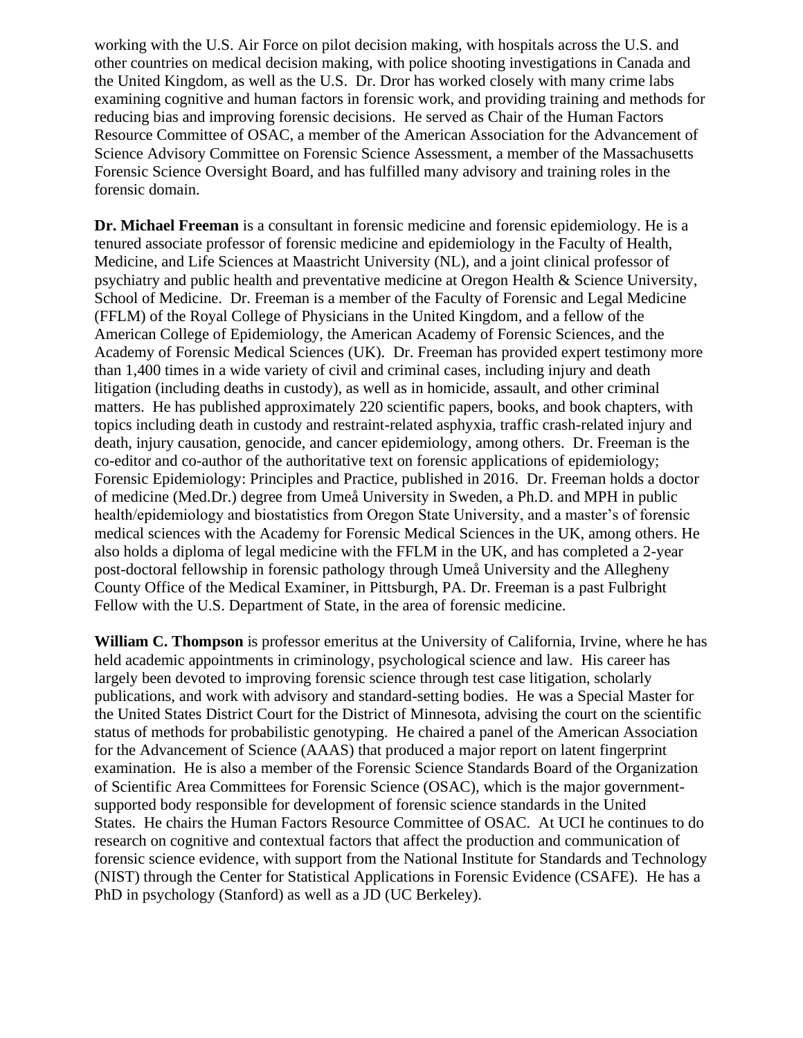working with the U.S. Air Force on pilot decision making, with hospitals across the U.S. and other countries on medical decision making, with police shooting investigations in Canada and the United Kingdom, as well as the U.S. Dr. Dror has worked closely with many crime labs examining cognitive and human factors in forensic work, and providing training and methods for reducing bias and improving forensic decisions. He served as Chair of the Human Factors Resource Committee of OSAC, a member of the American Association for the Advancement of Science Advisory Committee on Forensic Science Assessment, a member of the Massachusetts Forensic Science Oversight Board, and has fulfilled many advisory and training roles in the forensic domain.

**Dr. Michael Freeman** is a consultant in forensic medicine and forensic epidemiology. He is a tenured associate professor of forensic medicine and epidemiology in the Faculty of Health, Medicine, and Life Sciences at Maastricht University (NL), and a joint clinical professor of psychiatry and public health and preventative medicine at Oregon Health & Science University, School of Medicine. Dr. Freeman is a member of the Faculty of Forensic and Legal Medicine (FFLM) of the Royal College of Physicians in the United Kingdom, and a fellow of the American College of Epidemiology, the American Academy of Forensic Sciences, and the Academy of Forensic Medical Sciences (UK). Dr. Freeman has provided expert testimony more than 1,400 times in a wide variety of civil and criminal cases, including injury and death litigation (including deaths in custody), as well as in homicide, assault, and other criminal matters. He has published approximately 220 scientific papers, books, and book chapters, with topics including death in custody and restraint-related asphyxia, traffic crash-related injury and death, injury causation, genocide, and cancer epidemiology, among others. Dr. Freeman is the co-editor and co-author of the authoritative text on forensic applications of epidemiology; Forensic Epidemiology: Principles and Practice, published in 2016. Dr. Freeman holds a doctor of medicine (Med.Dr.) degree from Umeå University in Sweden, a Ph.D. and MPH in public health/epidemiology and biostatistics from Oregon State University, and a master's of forensic medical sciences with the Academy for Forensic Medical Sciences in the UK, among others. He also holds a diploma of legal medicine with the FFLM in the UK, and has completed a 2-year post-doctoral fellowship in forensic pathology through Umeå University and the Allegheny County Office of the Medical Examiner, in Pittsburgh, PA. Dr. Freeman is a past Fulbright Fellow with the U.S. Department of State, in the area of forensic medicine.

**William C. Thompson** is professor emeritus at the University of California, Irvine, where he has held academic appointments in criminology, psychological science and law. His career has largely been devoted to improving forensic science through test case litigation, scholarly publications, and work with advisory and standard-setting bodies. He was a Special Master for the United States District Court for the District of Minnesota, advising the court on the scientific status of methods for probabilistic genotyping. He chaired a panel of the American Association for the Advancement of Science (AAAS) that produced a major report on latent fingerprint examination. He is also a member of the Forensic Science Standards Board of the Organization of Scientific Area Committees for Forensic Science (OSAC), which is the major government-supported body responsible for development of forensic science standards in the United States. He chairs the Human Factors Resource Committee of OSAC. At UCI he continues to do research on cognitive and contextual factors that affect the production and communication of forensic science evidence, with support from the National Institute for Standards and Technology (NIST) through the Center for Statistical Applications in Forensic Evidence (CSAFE). He has a PhD in psychology (Stanford) as well as a JD (UC Berkeley).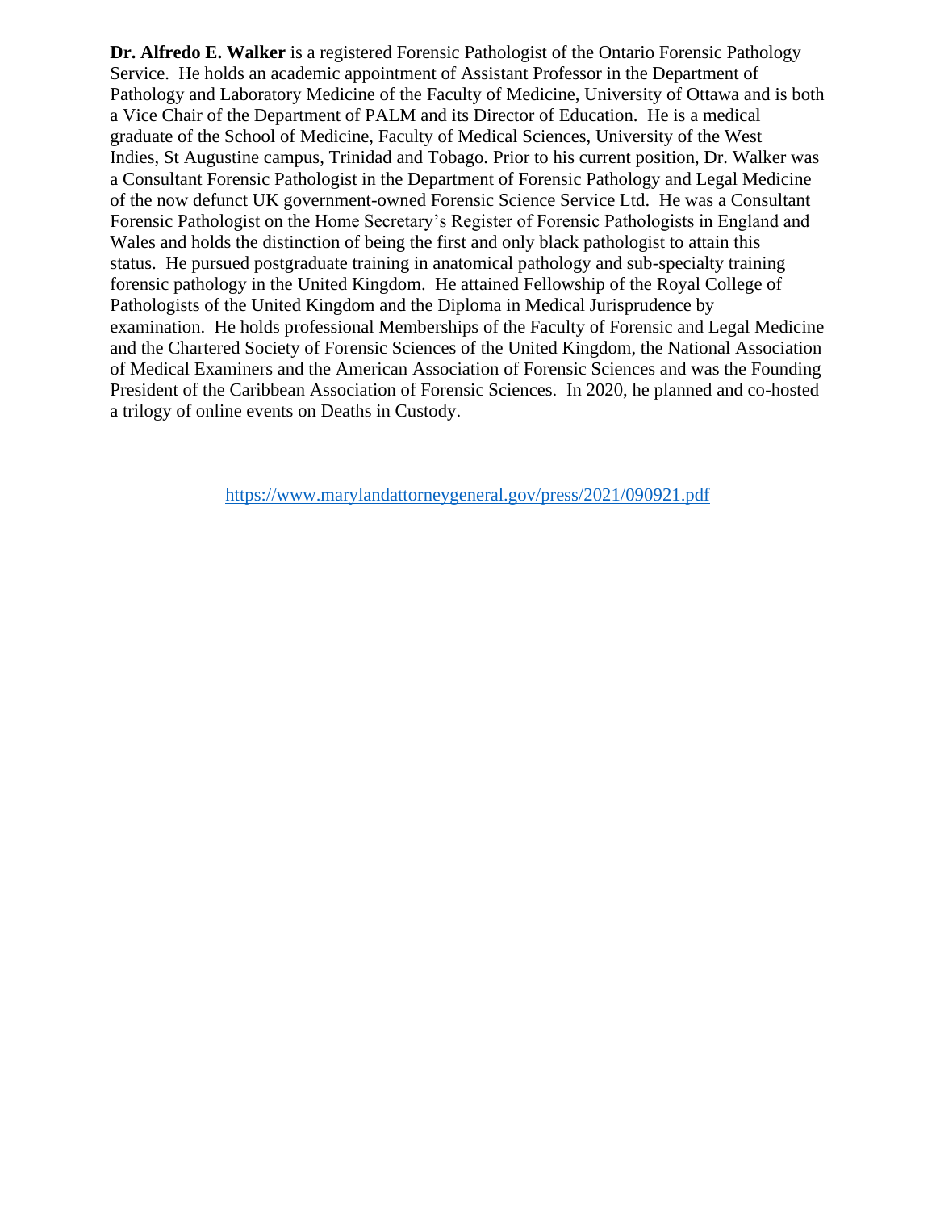**Dr. Alfredo E. Walker** is a registered Forensic Pathologist of the Ontario Forensic Pathology Service. He holds an academic appointment of Assistant Professor in the Department of Pathology and Laboratory Medicine of the Faculty of Medicine, University of Ottawa and is both a Vice Chair of the Department of PALM and its Director of Education. He is a medical graduate of the School of Medicine, Faculty of Medical Sciences, University of the West Indies, St Augustine campus, Trinidad and Tobago. Prior to his current position, Dr. Walker was a Consultant Forensic Pathologist in the Department of Forensic Pathology and Legal Medicine of the now defunct UK government-owned Forensic Science Service Ltd. He was a Consultant Forensic Pathologist on the Home Secretary's Register of Forensic Pathologists in England and Wales and holds the distinction of being the first and only black pathologist to attain this status. He pursued postgraduate training in anatomical pathology and sub-specialty training forensic pathology in the United Kingdom. He attained Fellowship of the Royal College of Pathologists of the United Kingdom and the Diploma in Medical Jurisprudence by examination. He holds professional Memberships of the Faculty of Forensic and Legal Medicine and the Chartered Society of Forensic Sciences of the United Kingdom, the National Association of Medical Examiners and the American Association of Forensic Sciences and was the Founding President of the Caribbean Association of Forensic Sciences. In 2020, he planned and co-hosted a trilogy of online events on Deaths in Custody.

https://www.marylandattorneygeneral.gov/press/2021/090921.pdf